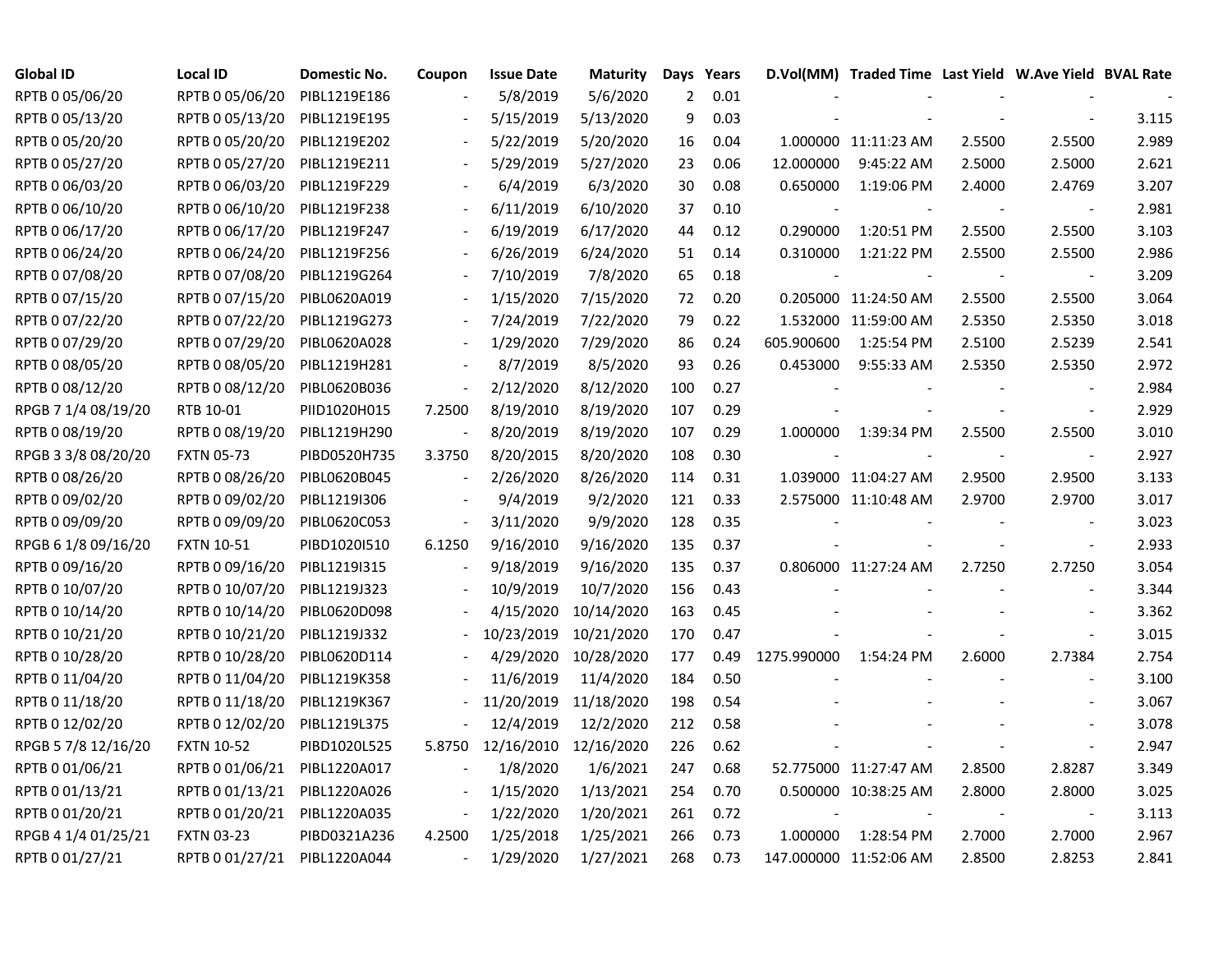| Global ID | Local ID | Domestic No. | Coupon | Issue Date | Maturity | Days | Years | D.Vol(MM) | Traded Time | Last Yield | W.Ave Yield | BVAL Rate |
|---|---|---|---|---|---|---|---|---|---|---|---|---|
| RPTB 0 05/06/20 | RPTB 0 05/06/20 | PIBL1219E186 | - | 5/8/2019 | 5/6/2020 | 2 | 0.01 | - | - | - | - | - |
| RPTB 0 05/13/20 | RPTB 0 05/13/20 | PIBL1219E195 | - | 5/15/2019 | 5/13/2020 | 9 | 0.03 | - | - | - | - | 3.115 |
| RPTB 0 05/20/20 | RPTB 0 05/20/20 | PIBL1219E202 | - | 5/22/2019 | 5/20/2020 | 16 | 0.04 | 1.000000 | 11:11:23 AM | 2.5500 | 2.5500 | 2.989 |
| RPTB 0 05/27/20 | RPTB 0 05/27/20 | PIBL1219E211 | - | 5/29/2019 | 5/27/2020 | 23 | 0.06 | 12.000000 | 9:45:22 AM | 2.5000 | 2.5000 | 2.621 |
| RPTB 0 06/03/20 | RPTB 0 06/03/20 | PIBL1219F229 | - | 6/4/2019 | 6/3/2020 | 30 | 0.08 | 0.650000 | 1:19:06 PM | 2.4000 | 2.4769 | 3.207 |
| RPTB 0 06/10/20 | RPTB 0 06/10/20 | PIBL1219F238 | - | 6/11/2019 | 6/10/2020 | 37 | 0.10 | - | - | - | - | 2.981 |
| RPTB 0 06/17/20 | RPTB 0 06/17/20 | PIBL1219F247 | - | 6/19/2019 | 6/17/2020 | 44 | 0.12 | 0.290000 | 1:20:51 PM | 2.5500 | 2.5500 | 3.103 |
| RPTB 0 06/24/20 | RPTB 0 06/24/20 | PIBL1219F256 | - | 6/26/2019 | 6/24/2020 | 51 | 0.14 | 0.310000 | 1:21:22 PM | 2.5500 | 2.5500 | 2.986 |
| RPTB 0 07/08/20 | RPTB 0 07/08/20 | PIBL1219G264 | - | 7/10/2019 | 7/8/2020 | 65 | 0.18 | - | - | - | - | 3.209 |
| RPTB 0 07/15/20 | RPTB 0 07/15/20 | PIBL0620A019 | - | 1/15/2020 | 7/15/2020 | 72 | 0.20 | 0.205000 | 11:24:50 AM | 2.5500 | 2.5500 | 3.064 |
| RPTB 0 07/22/20 | RPTB 0 07/22/20 | PIBL1219G273 | - | 7/24/2019 | 7/22/2020 | 79 | 0.22 | 1.532000 | 11:59:00 AM | 2.5350 | 2.5350 | 3.018 |
| RPTB 0 07/29/20 | RPTB 0 07/29/20 | PIBL0620A028 | - | 1/29/2020 | 7/29/2020 | 86 | 0.24 | 605.900600 | 1:25:54 PM | 2.5100 | 2.5239 | 2.541 |
| RPTB 0 08/05/20 | RPTB 0 08/05/20 | PIBL1219H281 | - | 8/7/2019 | 8/5/2020 | 93 | 0.26 | 0.453000 | 9:55:33 AM | 2.5350 | 2.5350 | 2.972 |
| RPTB 0 08/12/20 | RPTB 0 08/12/20 | PIBL0620B036 | - | 2/12/2020 | 8/12/2020 | 100 | 0.27 | - | - | - | - | 2.984 |
| RPGB 7 1/4 08/19/20 | RTB 10-01 | PIID1020H015 | 7.2500 | 8/19/2010 | 8/19/2020 | 107 | 0.29 | - | - | - | - | 2.929 |
| RPTB 0 08/19/20 | RPTB 0 08/19/20 | PIBL1219H290 | - | 8/20/2019 | 8/19/2020 | 107 | 0.29 | 1.000000 | 1:39:34 PM | 2.5500 | 2.5500 | 3.010 |
| RPGB 3 3/8 08/20/20 | FXTN 05-73 | PIBD0520H735 | 3.3750 | 8/20/2015 | 8/20/2020 | 108 | 0.30 | - | - | - | - | 2.927 |
| RPTB 0 08/26/20 | RPTB 0 08/26/20 | PIBL0620B045 | - | 2/26/2020 | 8/26/2020 | 114 | 0.31 | 1.039000 | 11:04:27 AM | 2.9500 | 2.9500 | 3.133 |
| RPTB 0 09/02/20 | RPTB 0 09/02/20 | PIBL1219I306 | - | 9/4/2019 | 9/2/2020 | 121 | 0.33 | 2.575000 | 11:10:48 AM | 2.9700 | 2.9700 | 3.017 |
| RPTB 0 09/09/20 | RPTB 0 09/09/20 | PIBL0620C053 | - | 3/11/2020 | 9/9/2020 | 128 | 0.35 | - | - | - | - | 3.023 |
| RPGB 6 1/8 09/16/20 | FXTN 10-51 | PIBD1020I510 | 6.1250 | 9/16/2010 | 9/16/2020 | 135 | 0.37 | - | - | - | - | 2.933 |
| RPTB 0 09/16/20 | RPTB 0 09/16/20 | PIBL1219I315 | - | 9/18/2019 | 9/16/2020 | 135 | 0.37 | 0.806000 | 11:27:24 AM | 2.7250 | 2.7250 | 3.054 |
| RPTB 0 10/07/20 | RPTB 0 10/07/20 | PIBL1219J323 | - | 10/9/2019 | 10/7/2020 | 156 | 0.43 | - | - | - | - | 3.344 |
| RPTB 0 10/14/20 | RPTB 0 10/14/20 | PIBL0620D098 | - | 4/15/2020 | 10/14/2020 | 163 | 0.45 | - | - | - | - | 3.362 |
| RPTB 0 10/21/20 | RPTB 0 10/21/20 | PIBL1219J332 | - | 10/23/2019 | 10/21/2020 | 170 | 0.47 | - | - | - | - | 3.015 |
| RPTB 0 10/28/20 | RPTB 0 10/28/20 | PIBL0620D114 | - | 4/29/2020 | 10/28/2020 | 177 | 0.49 | 1275.990000 | 1:54:24 PM | 2.6000 | 2.7384 | 2.754 |
| RPTB 0 11/04/20 | RPTB 0 11/04/20 | PIBL1219K358 | - | 11/6/2019 | 11/4/2020 | 184 | 0.50 | - | - | - | - | 3.100 |
| RPTB 0 11/18/20 | RPTB 0 11/18/20 | PIBL1219K367 | - | 11/20/2019 | 11/18/2020 | 198 | 0.54 | - | - | - | - | 3.067 |
| RPTB 0 12/02/20 | RPTB 0 12/02/20 | PIBL1219L375 | - | 12/4/2019 | 12/2/2020 | 212 | 0.58 | - | - | - | - | 3.078 |
| RPGB 5 7/8 12/16/20 | FXTN 10-52 | PIBD1020L525 | 5.8750 | 12/16/2010 | 12/16/2020 | 226 | 0.62 | - | - | - | - | 2.947 |
| RPTB 0 01/06/21 | RPTB 0 01/06/21 | PIBL1220A017 | - | 1/8/2020 | 1/6/2021 | 247 | 0.68 | 52.775000 | 11:27:47 AM | 2.8500 | 2.8287 | 3.349 |
| RPTB 0 01/13/21 | RPTB 0 01/13/21 | PIBL1220A026 | - | 1/15/2020 | 1/13/2021 | 254 | 0.70 | 0.500000 | 10:38:25 AM | 2.8000 | 2.8000 | 3.025 |
| RPTB 0 01/20/21 | RPTB 0 01/20/21 | PIBL1220A035 | - | 1/22/2020 | 1/20/2021 | 261 | 0.72 | - | - | - | - | 3.113 |
| RPGB 4 1/4 01/25/21 | FXTN 03-23 | PIBD0321A236 | 4.2500 | 1/25/2018 | 1/25/2021 | 266 | 0.73 | 1.000000 | 1:28:54 PM | 2.7000 | 2.7000 | 2.967 |
| RPTB 0 01/27/21 | RPTB 0 01/27/21 | PIBL1220A044 | - | 1/29/2020 | 1/27/2021 | 268 | 0.73 | 147.000000 | 11:52:06 AM | 2.8500 | 2.8253 | 2.841 |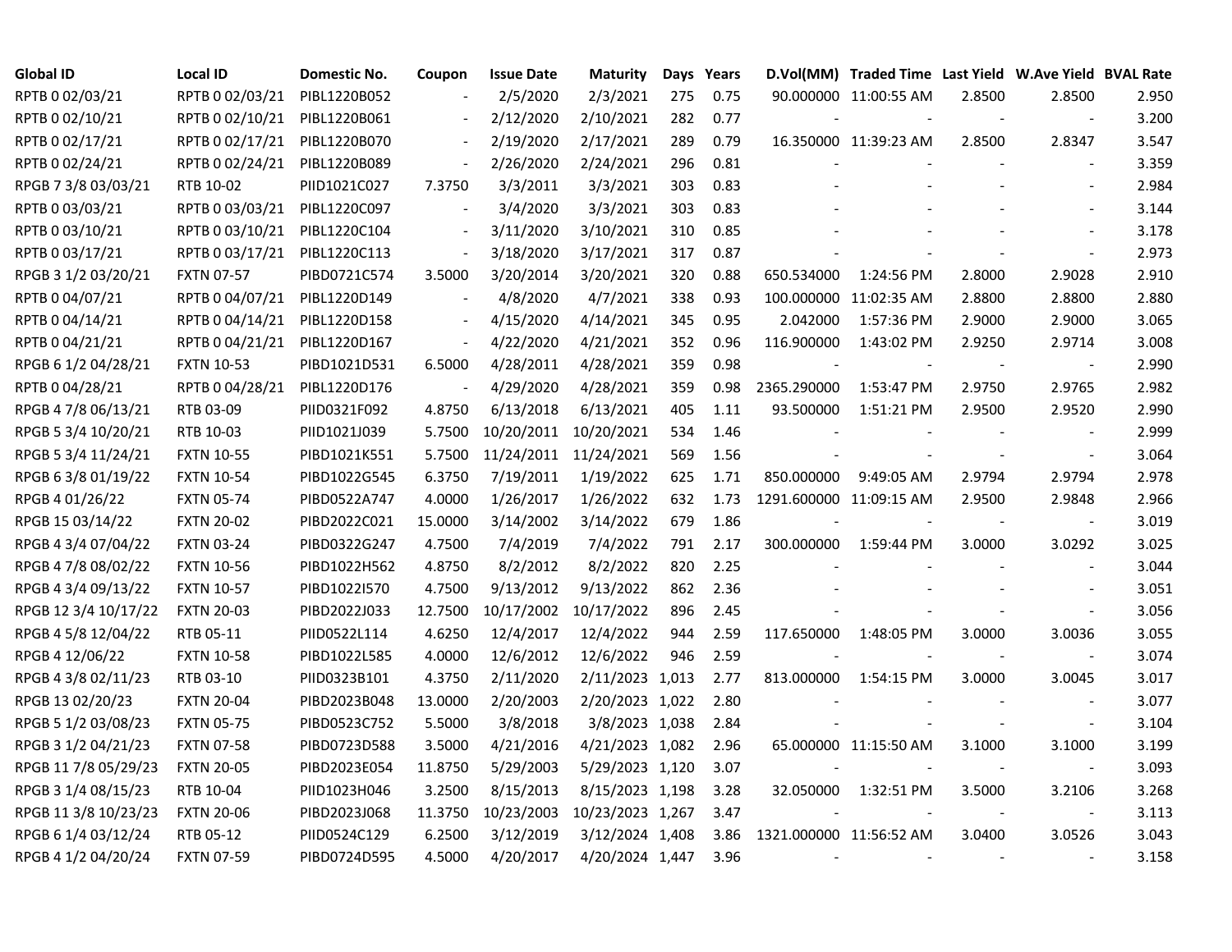| Global ID | Local ID | Domestic No. | Coupon | Issue Date | Maturity | Days | Years | D.Vol(MM) | Traded Time | Last Yield | W.Ave Yield | BVAL Rate |
|---|---|---|---|---|---|---|---|---|---|---|---|---|
| RPTB 0 02/03/21 | RPTB 0 02/03/21 | PIBL1220B052 | - | 2/5/2020 | 2/3/2021 | 275 | 0.75 | 90.000000 | 11:00:55 AM | 2.8500 | 2.8500 | 2.950 |
| RPTB 0 02/10/21 | RPTB 0 02/10/21 | PIBL1220B061 | - | 2/12/2020 | 2/10/2021 | 282 | 0.77 | - | - | - | - | 3.200 |
| RPTB 0 02/17/21 | RPTB 0 02/17/21 | PIBL1220B070 | - | 2/19/2020 | 2/17/2021 | 289 | 0.79 | 16.350000 | 11:39:23 AM | 2.8500 | 2.8347 | 3.547 |
| RPTB 0 02/24/21 | RPTB 0 02/24/21 | PIBL1220B089 | - | 2/26/2020 | 2/24/2021 | 296 | 0.81 | - | - | - | - | 3.359 |
| RPGB 7 3/8 03/03/21 | RTB 10-02 | PIID1021C027 | 7.3750 | 3/3/2011 | 3/3/2021 | 303 | 0.83 | - | - | - | - | 2.984 |
| RPTB 0 03/03/21 | RPTB 0 03/03/21 | PIBL1220C097 | - | 3/4/2020 | 3/3/2021 | 303 | 0.83 | - | - | - | - | 3.144 |
| RPTB 0 03/10/21 | RPTB 0 03/10/21 | PIBL1220C104 | - | 3/11/2020 | 3/10/2021 | 310 | 0.85 | - | - | - | - | 3.178 |
| RPTB 0 03/17/21 | RPTB 0 03/17/21 | PIBL1220C113 | - | 3/18/2020 | 3/17/2021 | 317 | 0.87 | - | - | - | - | 2.973 |
| RPGB 3 1/2 03/20/21 | FXTN 07-57 | PIBD0721C574 | 3.5000 | 3/20/2014 | 3/20/2021 | 320 | 0.88 | 650.534000 | 1:24:56 PM | 2.8000 | 2.9028 | 2.910 |
| RPTB 0 04/07/21 | RPTB 0 04/07/21 | PIBL1220D149 | - | 4/8/2020 | 4/7/2021 | 338 | 0.93 | 100.000000 | 11:02:35 AM | 2.8800 | 2.8800 | 2.880 |
| RPTB 0 04/14/21 | RPTB 0 04/14/21 | PIBL1220D158 | - | 4/15/2020 | 4/14/2021 | 345 | 0.95 | 2.042000 | 1:57:36 PM | 2.9000 | 2.9000 | 3.065 |
| RPTB 0 04/21/21 | RPTB 0 04/21/21 | PIBL1220D167 | - | 4/22/2020 | 4/21/2021 | 352 | 0.96 | 116.900000 | 1:43:02 PM | 2.9250 | 2.9714 | 3.008 |
| RPGB 6 1/2 04/28/21 | FXTN 10-53 | PIBD1021D531 | 6.5000 | 4/28/2011 | 4/28/2021 | 359 | 0.98 | - | - | - | - | 2.990 |
| RPTB 0 04/28/21 | RPTB 0 04/28/21 | PIBL1220D176 | - | 4/29/2020 | 4/28/2021 | 359 | 0.98 | 2365.290000 | 1:53:47 PM | 2.9750 | 2.9765 | 2.982 |
| RPGB 4 7/8 06/13/21 | RTB 03-09 | PIID0321F092 | 4.8750 | 6/13/2018 | 6/13/2021 | 405 | 1.11 | 93.500000 | 1:51:21 PM | 2.9500 | 2.9520 | 2.990 |
| RPGB 5 3/4 10/20/21 | RTB 10-03 | PIID1021J039 | 5.7500 | 10/20/2011 | 10/20/2021 | 534 | 1.46 | - | - | - | - | 2.999 |
| RPGB 5 3/4 11/24/21 | FXTN 10-55 | PIBD1021K551 | 5.7500 | 11/24/2011 | 11/24/2021 | 569 | 1.56 | - | - | - | - | 3.064 |
| RPGB 6 3/8 01/19/22 | FXTN 10-54 | PIBD1022G545 | 6.3750 | 7/19/2011 | 1/19/2022 | 625 | 1.71 | 850.000000 | 9:49:05 AM | 2.9794 | 2.9794 | 2.978 |
| RPGB 4 01/26/22 | FXTN 05-74 | PIBD0522A747 | 4.0000 | 1/26/2017 | 1/26/2022 | 632 | 1.73 | 1291.600000 | 11:09:15 AM | 2.9500 | 2.9848 | 2.966 |
| RPGB 15 03/14/22 | FXTN 20-02 | PIBD2022C021 | 15.0000 | 3/14/2002 | 3/14/2022 | 679 | 1.86 | - | - | - | - | 3.019 |
| RPGB 4 3/4 07/04/22 | FXTN 03-24 | PIBD0322G247 | 4.7500 | 7/4/2019 | 7/4/2022 | 791 | 2.17 | 300.000000 | 1:59:44 PM | 3.0000 | 3.0292 | 3.025 |
| RPGB 4 7/8 08/02/22 | FXTN 10-56 | PIBD1022H562 | 4.8750 | 8/2/2012 | 8/2/2022 | 820 | 2.25 | - | - | - | - | 3.044 |
| RPGB 4 3/4 09/13/22 | FXTN 10-57 | PIBD1022I570 | 4.7500 | 9/13/2012 | 9/13/2022 | 862 | 2.36 | - | - | - | - | 3.051 |
| RPGB 12 3/4 10/17/22 | FXTN 20-03 | PIBD2022J033 | 12.7500 | 10/17/2002 | 10/17/2022 | 896 | 2.45 | - | - | - | - | 3.056 |
| RPGB 4 5/8 12/04/22 | RTB 05-11 | PIID0522L114 | 4.6250 | 12/4/2017 | 12/4/2022 | 944 | 2.59 | 117.650000 | 1:48:05 PM | 3.0000 | 3.0036 | 3.055 |
| RPGB 4 12/06/22 | FXTN 10-58 | PIBD1022L585 | 4.0000 | 12/6/2012 | 12/6/2022 | 946 | 2.59 | - | - | - | - | 3.074 |
| RPGB 4 3/8 02/11/23 | RTB 03-10 | PIID0323B101 | 4.3750 | 2/11/2020 | 2/11/2023 | 1,013 | 2.77 | 813.000000 | 1:54:15 PM | 3.0000 | 3.0045 | 3.017 |
| RPGB 13 02/20/23 | FXTN 20-04 | PIBD2023B048 | 13.0000 | 2/20/2003 | 2/20/2023 | 1,022 | 2.80 | - | - | - | - | 3.077 |
| RPGB 5 1/2 03/08/23 | FXTN 05-75 | PIBD0523C752 | 5.5000 | 3/8/2018 | 3/8/2023 | 1,038 | 2.84 | - | - | - | - | 3.104 |
| RPGB 3 1/2 04/21/23 | FXTN 07-58 | PIBD0723D588 | 3.5000 | 4/21/2016 | 4/21/2023 | 1,082 | 2.96 | 65.000000 | 11:15:50 AM | 3.1000 | 3.1000 | 3.199 |
| RPGB 11 7/8 05/29/23 | FXTN 20-05 | PIBD2023E054 | 11.8750 | 5/29/2003 | 5/29/2023 | 1,120 | 3.07 | - | - | - | - | 3.093 |
| RPGB 3 1/4 08/15/23 | RTB 10-04 | PIID1023H046 | 3.2500 | 8/15/2013 | 8/15/2023 | 1,198 | 3.28 | 32.050000 | 1:32:51 PM | 3.5000 | 3.2106 | 3.268 |
| RPGB 11 3/8 10/23/23 | FXTN 20-06 | PIBD2023J068 | 11.3750 | 10/23/2003 | 10/23/2023 | 1,267 | 3.47 | - | - | - | - | 3.113 |
| RPGB 6 1/4 03/12/24 | RTB 05-12 | PIID0524C129 | 6.2500 | 3/12/2019 | 3/12/2024 | 1,408 | 3.86 | 1321.000000 | 11:56:52 AM | 3.0400 | 3.0526 | 3.043 |
| RPGB 4 1/2 04/20/24 | FXTN 07-59 | PIBD0724D595 | 4.5000 | 4/20/2017 | 4/20/2024 | 1,447 | 3.96 | - | - | - | - | 3.158 |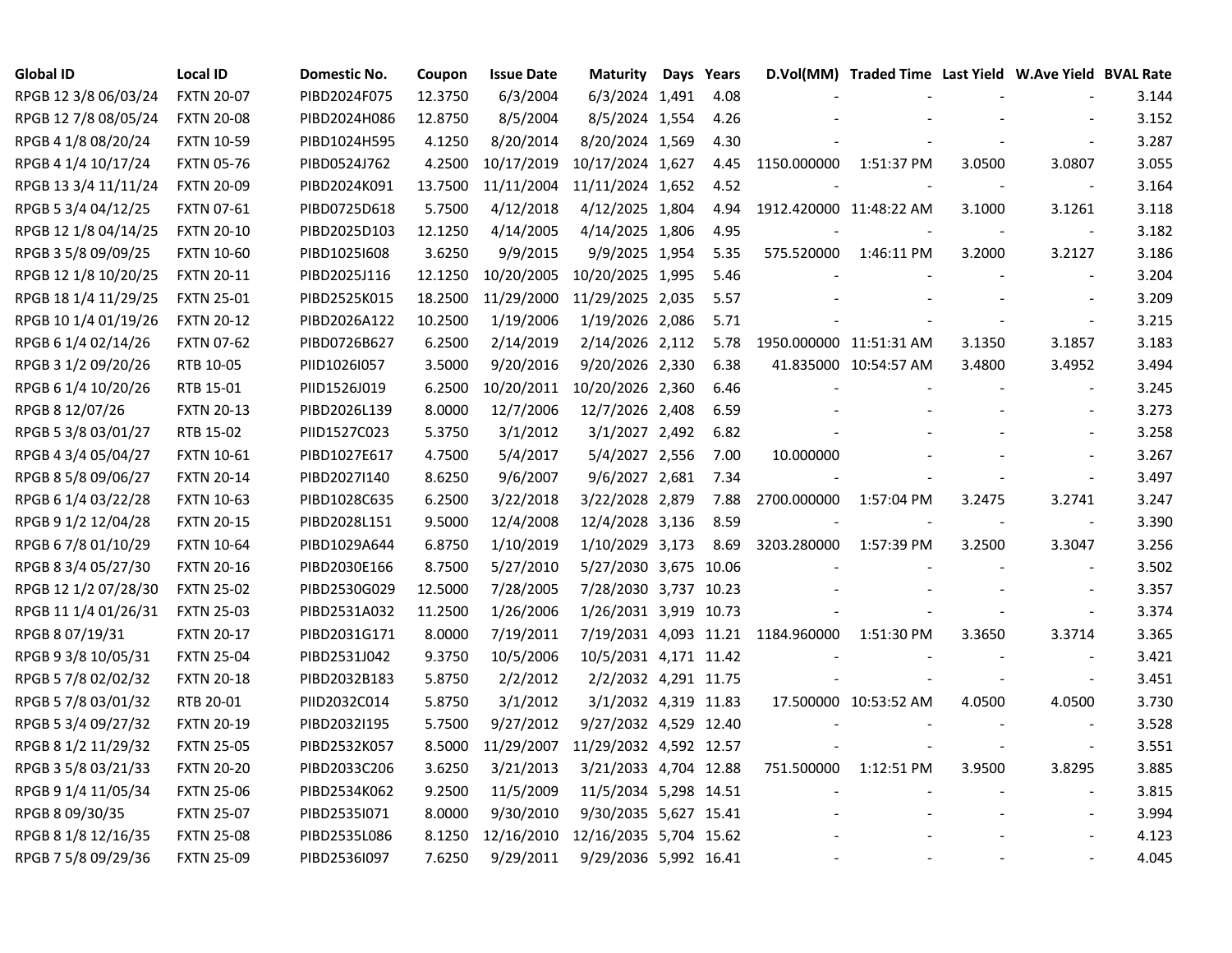| Global ID | Local ID | Domestic No. | Coupon | Issue Date | Maturity | Days | Years | D.Vol(MM) | Traded Time | Last Yield | W.Ave Yield | BVAL Rate |
|---|---|---|---|---|---|---|---|---|---|---|---|---|
| RPGB 12 3/8 06/03/24 | FXTN 20-07 | PIBD2024F075 | 12.3750 | 6/3/2004 | 6/3/2024 | 1,491 | 4.08 | - | - | - | - | 3.144 |
| RPGB 12 7/8 08/05/24 | FXTN 20-08 | PIBD2024H086 | 12.8750 | 8/5/2004 | 8/5/2024 | 1,554 | 4.26 | - | - | - | - | 3.152 |
| RPGB 4 1/8 08/20/24 | FXTN 10-59 | PIBD1024H595 | 4.1250 | 8/20/2014 | 8/20/2024 | 1,569 | 4.30 | - | - | - | - | 3.287 |
| RPGB 4 1/4 10/17/24 | FXTN 05-76 | PIBD0524J762 | 4.2500 | 10/17/2019 | 10/17/2024 | 1,627 | 4.45 | 1150.000000 | 1:51:37 PM | 3.0500 | 3.0807 | 3.055 |
| RPGB 13 3/4 11/11/24 | FXTN 20-09 | PIBD2024K091 | 13.7500 | 11/11/2004 | 11/11/2024 | 1,652 | 4.52 | - | - | - | - | 3.164 |
| RPGB 5 3/4 04/12/25 | FXTN 07-61 | PIBD0725D618 | 5.7500 | 4/12/2018 | 4/12/2025 | 1,804 | 4.94 | 1912.420000 | 11:48:22 AM | 3.1000 | 3.1261 | 3.118 |
| RPGB 12 1/8 04/14/25 | FXTN 20-10 | PIBD2025D103 | 12.1250 | 4/14/2005 | 4/14/2025 | 1,806 | 4.95 | - | - | - | - | 3.182 |
| RPGB 3 5/8 09/09/25 | FXTN 10-60 | PIBD1025I608 | 3.6250 | 9/9/2015 | 9/9/2025 | 1,954 | 5.35 | 575.520000 | 1:46:11 PM | 3.2000 | 3.2127 | 3.186 |
| RPGB 12 1/8 10/20/25 | FXTN 20-11 | PIBD2025J116 | 12.1250 | 10/20/2005 | 10/20/2025 | 1,995 | 5.46 | - | - | - | - | 3.204 |
| RPGB 18 1/4 11/29/25 | FXTN 25-01 | PIBD2525K015 | 18.2500 | 11/29/2000 | 11/29/2025 | 2,035 | 5.57 | - | - | - | - | 3.209 |
| RPGB 10 1/4 01/19/26 | FXTN 20-12 | PIBD2026A122 | 10.2500 | 1/19/2006 | 1/19/2026 | 2,086 | 5.71 | - | - | - | - | 3.215 |
| RPGB 6 1/4 02/14/26 | FXTN 07-62 | PIBD0726B627 | 6.2500 | 2/14/2019 | 2/14/2026 | 2,112 | 5.78 | 1950.000000 | 11:51:31 AM | 3.1350 | 3.1857 | 3.183 |
| RPGB 3 1/2 09/20/26 | RTB 10-05 | PIID1026I057 | 3.5000 | 9/20/2016 | 9/20/2026 | 2,330 | 6.38 | 41.835000 | 10:54:57 AM | 3.4800 | 3.4952 | 3.494 |
| RPGB 6 1/4 10/20/26 | RTB 15-01 | PIID1526J019 | 6.2500 | 10/20/2011 | 10/20/2026 | 2,360 | 6.46 | - | - | - | - | 3.245 |
| RPGB 8 12/07/26 | FXTN 20-13 | PIBD2026L139 | 8.0000 | 12/7/2006 | 12/7/2026 | 2,408 | 6.59 | - | - | - | - | 3.273 |
| RPGB 5 3/8 03/01/27 | RTB 15-02 | PIID1527C023 | 5.3750 | 3/1/2012 | 3/1/2027 | 2,492 | 6.82 | - | - | - | - | 3.258 |
| RPGB 4 3/4 05/04/27 | FXTN 10-61 | PIBD1027E617 | 4.7500 | 5/4/2017 | 5/4/2027 | 2,556 | 7.00 | 10.000000 | - | - | - | 3.267 |
| RPGB 8 5/8 09/06/27 | FXTN 20-14 | PIBD2027I140 | 8.6250 | 9/6/2007 | 9/6/2027 | 2,681 | 7.34 | - | - | - | - | 3.497 |
| RPGB 6 1/4 03/22/28 | FXTN 10-63 | PIBD1028C635 | 6.2500 | 3/22/2018 | 3/22/2028 | 2,879 | 7.88 | 2700.000000 | 1:57:04 PM | 3.2475 | 3.2741 | 3.247 |
| RPGB 9 1/2 12/04/28 | FXTN 20-15 | PIBD2028L151 | 9.5000 | 12/4/2008 | 12/4/2028 | 3,136 | 8.59 | - | - | - | - | 3.390 |
| RPGB 6 7/8 01/10/29 | FXTN 10-64 | PIBD1029A644 | 6.8750 | 1/10/2019 | 1/10/2029 | 3,173 | 8.69 | 3203.280000 | 1:57:39 PM | 3.2500 | 3.3047 | 3.256 |
| RPGB 8 3/4 05/27/30 | FXTN 20-16 | PIBD2030E166 | 8.7500 | 5/27/2010 | 5/27/2030 | 3,675 | 10.06 | - | - | - | - | 3.502 |
| RPGB 12 1/2 07/28/30 | FXTN 25-02 | PIBD2530G029 | 12.5000 | 7/28/2005 | 7/28/2030 | 3,737 | 10.23 | - | - | - | - | 3.357 |
| RPGB 11 1/4 01/26/31 | FXTN 25-03 | PIBD2531A032 | 11.2500 | 1/26/2006 | 1/26/2031 | 3,919 | 10.73 | - | - | - | - | 3.374 |
| RPGB 8 07/19/31 | FXTN 20-17 | PIBD2031G171 | 8.0000 | 7/19/2011 | 7/19/2031 | 4,093 | 11.21 | 1184.960000 | 1:51:30 PM | 3.3650 | 3.3714 | 3.365 |
| RPGB 9 3/8 10/05/31 | FXTN 25-04 | PIBD2531J042 | 9.3750 | 10/5/2006 | 10/5/2031 | 4,171 | 11.42 | - | - | - | - | 3.421 |
| RPGB 5 7/8 02/02/32 | FXTN 20-18 | PIBD2032B183 | 5.8750 | 2/2/2012 | 2/2/2032 | 4,291 | 11.75 | - | - | - | - | 3.451 |
| RPGB 5 7/8 03/01/32 | RTB 20-01 | PIID2032C014 | 5.8750 | 3/1/2012 | 3/1/2032 | 4,319 | 11.83 | 17.500000 | 10:53:52 AM | 4.0500 | 4.0500 | 3.730 |
| RPGB 5 3/4 09/27/32 | FXTN 20-19 | PIBD2032I195 | 5.7500 | 9/27/2012 | 9/27/2032 | 4,529 | 12.40 | - | - | - | - | 3.528 |
| RPGB 8 1/2 11/29/32 | FXTN 25-05 | PIBD2532K057 | 8.5000 | 11/29/2007 | 11/29/2032 | 4,592 | 12.57 | - | - | - | - | 3.551 |
| RPGB 3 5/8 03/21/33 | FXTN 20-20 | PIBD2033C206 | 3.6250 | 3/21/2013 | 3/21/2033 | 4,704 | 12.88 | 751.500000 | 1:12:51 PM | 3.9500 | 3.8295 | 3.885 |
| RPGB 9 1/4 11/05/34 | FXTN 25-06 | PIBD2534K062 | 9.2500 | 11/5/2009 | 11/5/2034 | 5,298 | 14.51 | - | - | - | - | 3.815 |
| RPGB 8 09/30/35 | FXTN 25-07 | PIBD2535I071 | 8.0000 | 9/30/2010 | 9/30/2035 | 5,627 | 15.41 | - | - | - | - | 3.994 |
| RPGB 8 1/8 12/16/35 | FXTN 25-08 | PIBD2535L086 | 8.1250 | 12/16/2010 | 12/16/2035 | 5,704 | 15.62 | - | - | - | - | 4.123 |
| RPGB 7 5/8 09/29/36 | FXTN 25-09 | PIBD2536I097 | 7.6250 | 9/29/2011 | 9/29/2036 | 5,992 | 16.41 | - | - | - | - | 4.045 |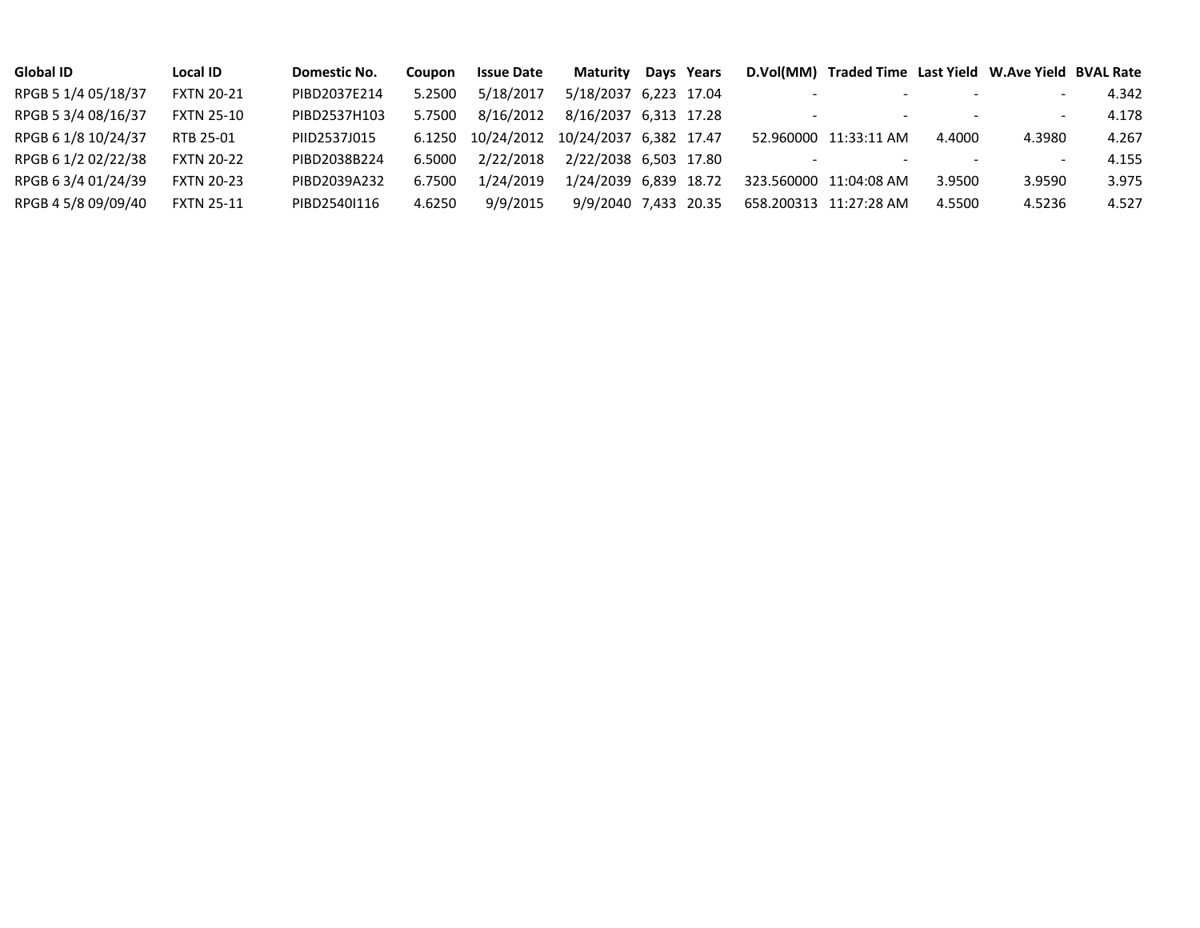| Global ID | Local ID | Domestic No. | Coupon | Issue Date | Maturity | Days | Years | D.Vol(MM) | Traded Time | Last Yield | W.Ave Yield | BVAL Rate |
|---|---|---|---|---|---|---|---|---|---|---|---|---|
| RPGB 5 1/4 05/18/37 | FXTN 20-21 | PIBD2037E214 | 5.2500 | 5/18/2017 | 5/18/2037 | 6,223 | 17.04 | - | - | - | - | 4.342 |
| RPGB 5 3/4 08/16/37 | FXTN 25-10 | PIBD2537H103 | 5.7500 | 8/16/2012 | 8/16/2037 | 6,313 | 17.28 | - | - | - | - | 4.178 |
| RPGB 6 1/8 10/24/37 | RTB 25-01 | PIID2537J015 | 6.1250 | 10/24/2012 | 10/24/2037 | 6,382 | 17.47 | 52.960000 | 11:33:11 AM | 4.4000 | 4.3980 | 4.267 |
| RPGB 6 1/2 02/22/38 | FXTN 20-22 | PIBD2038B224 | 6.5000 | 2/22/2018 | 2/22/2038 | 6,503 | 17.80 | - | - | - | - | 4.155 |
| RPGB 6 3/4 01/24/39 | FXTN 20-23 | PIBD2039A232 | 6.7500 | 1/24/2019 | 1/24/2039 | 6,839 | 18.72 | 323.560000 | 11:04:08 AM | 3.9500 | 3.9590 | 3.975 |
| RPGB 4 5/8 09/09/40 | FXTN 25-11 | PIBD2540I116 | 4.6250 | 9/9/2015 | 9/9/2040 | 7,433 | 20.35 | 658.200313 | 11:27:28 AM | 4.5500 | 4.5236 | 4.527 |